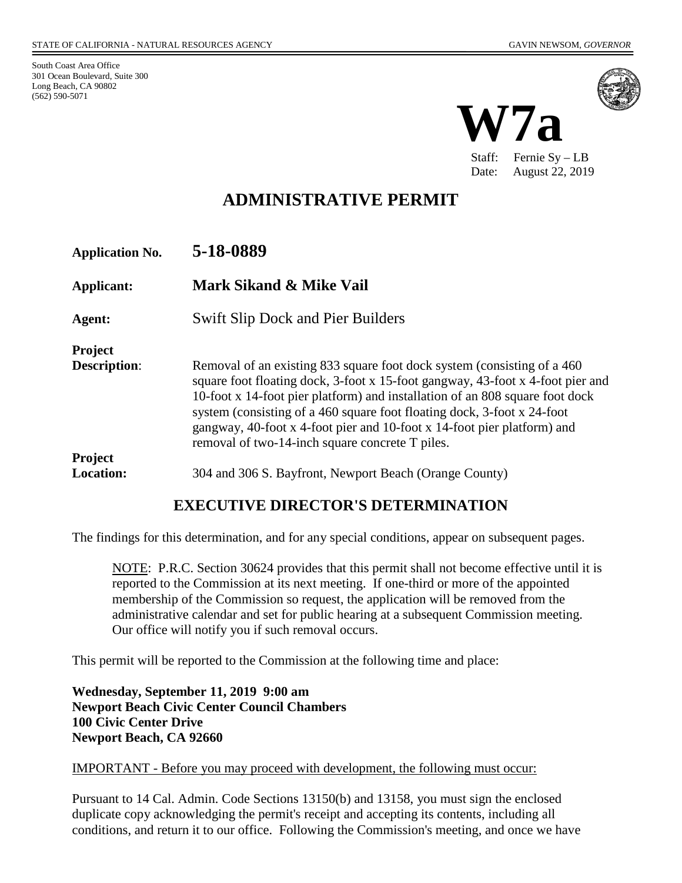STATE OF CALIFORNIA - NATURAL RESOURCES AGENCY GAVIN NEWSOM, *GOVERNOR*

South Coast Area Office
301 Ocean Boulevard, Suite 300
Long Beach, CA 90802
(562) 590-5071

# W7a

Staff: Fernie Sy – LB
Date: August 22, 2019

## ADMINISTRATIVE PERMIT

| | |
|---|---|
| **Application No.** | **5-18-0889** |
| **Applicant:** | **Mark Sikand & Mike Vail** |
| **Agent:** | Swift Slip Dock and Pier Builders |
| **Project Description:** | Removal of an existing 833 square foot dock system (consisting of a 460 square foot floating dock, 3-foot x 15-foot gangway, 43-foot x 4-foot pier and 10-foot x 14-foot pier platform) and installation of an 808 square foot dock system (consisting of a 460 square foot floating dock, 3-foot x 24-foot gangway, 40-foot x 4-foot pier and 10-foot x 14-foot pier platform) and removal of two-14-inch square concrete T piles. |
| **Project Location:** | 304 and 306 S. Bayfront, Newport Beach (Orange County) |

## EXECUTIVE DIRECTOR'S DETERMINATION

The findings for this determination, and for any special conditions, appear on subsequent pages.

> NOTE: P.R.C. Section 30624 provides that this permit shall not become effective until it is reported to the Commission at its next meeting. If one-third or more of the appointed membership of the Commission so request, the application will be removed from the administrative calendar and set for public hearing at a subsequent Commission meeting. Our office will notify you if such removal occurs.

This permit will be reported to the Commission at the following time and place:

**Wednesday, September 11, 2019 9:00 am**
**Newport Beach Civic Center Council Chambers**
**100 Civic Center Drive**
**Newport Beach, CA 92660**

IMPORTANT - Before you may proceed with development, the following must occur:

Pursuant to 14 Cal. Admin. Code Sections 13150(b) and 13158, you must sign the enclosed duplicate copy acknowledging the permit's receipt and accepting its contents, including all conditions, and return it to our office. Following the Commission's meeting, and once we have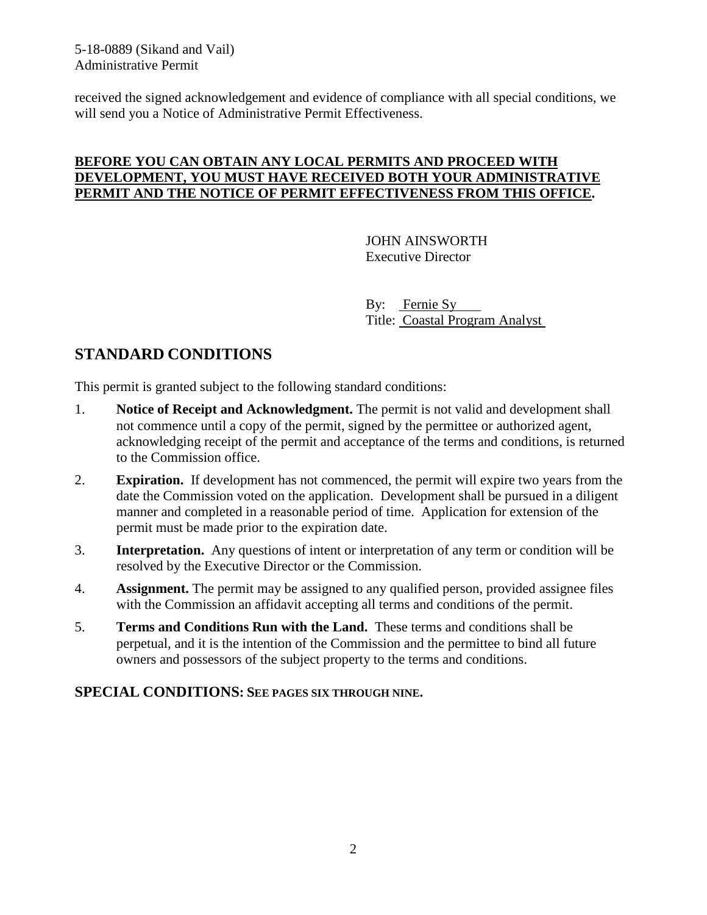received the signed acknowledgement and evidence of compliance with all special conditions, we will send you a Notice of Administrative Permit Effectiveness.

**BEFORE YOU CAN OBTAIN ANY LOCAL PERMITS AND PROCEED WITH DEVELOPMENT, YOU MUST HAVE RECEIVED BOTH YOUR ADMINISTRATIVE PERMIT AND THE NOTICE OF PERMIT EFFECTIVENESS FROM THIS OFFICE.**

JOHN AINSWORTH
Executive Director

By: Fernie Sy
Title: Coastal Program Analyst

## STANDARD CONDITIONS

This permit is granted subject to the following standard conditions:

1. **Notice of Receipt and Acknowledgment.** The permit is not valid and development shall not commence until a copy of the permit, signed by the permittee or authorized agent, acknowledging receipt of the permit and acceptance of the terms and conditions, is returned to the Commission office.
2. **Expiration.** If development has not commenced, the permit will expire two years from the date the Commission voted on the application. Development shall be pursued in a diligent manner and completed in a reasonable period of time. Application for extension of the permit must be made prior to the expiration date.
3. **Interpretation.** Any questions of intent or interpretation of any term or condition will be resolved by the Executive Director or the Commission.
4. **Assignment.** The permit may be assigned to any qualified person, provided assignee files with the Commission an affidavit accepting all terms and conditions of the permit.
5. **Terms and Conditions Run with the Land.** These terms and conditions shall be perpetual, and it is the intention of the Commission and the permittee to bind all future owners and possessors of the subject property to the terms and conditions.

## SPECIAL CONDITIONS: SEE PAGES SIX THROUGH NINE.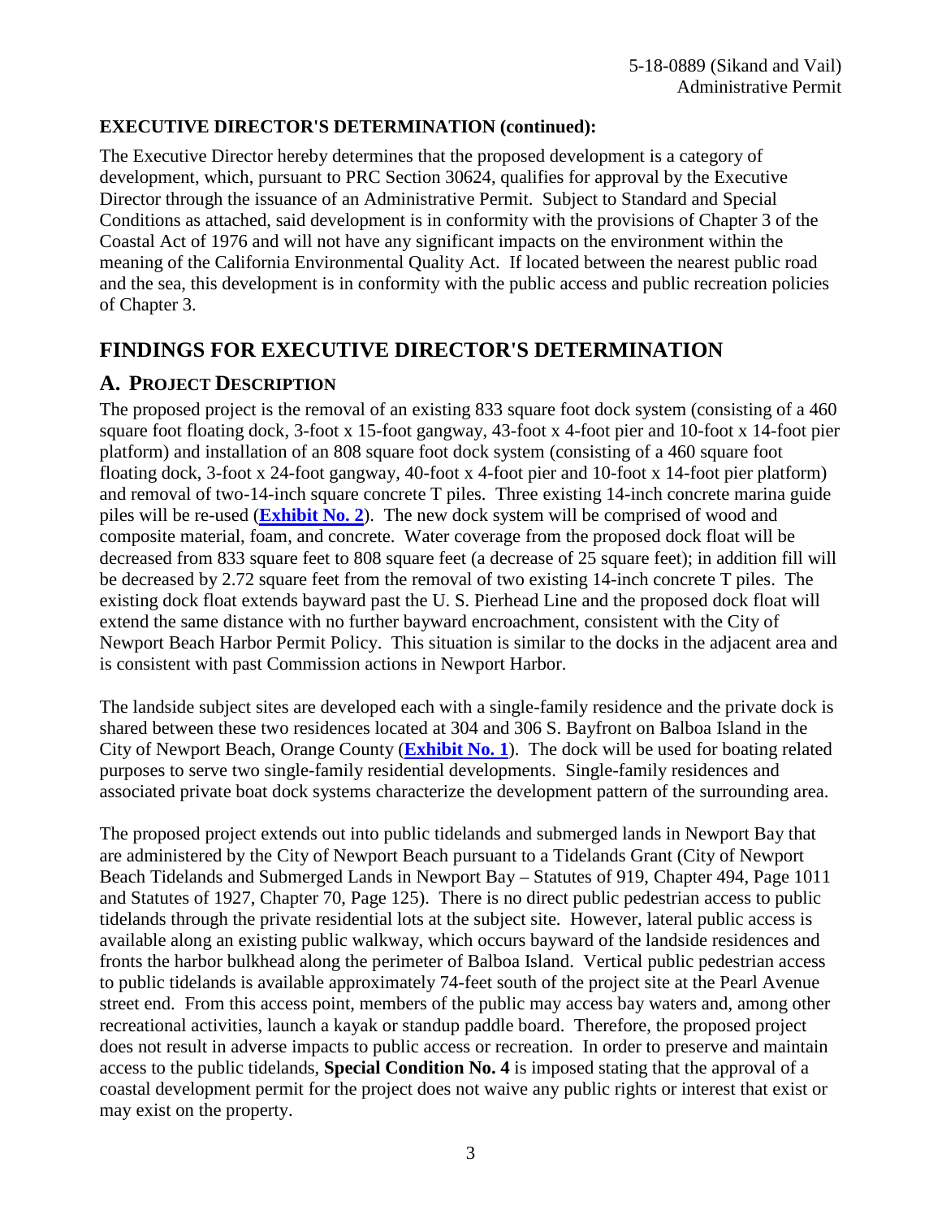**EXECUTIVE DIRECTOR'S DETERMINATION (continued):**

The Executive Director hereby determines that the proposed development is a category of development, which, pursuant to PRC Section 30624, qualifies for approval by the Executive Director through the issuance of an Administrative Permit. Subject to Standard and Special Conditions as attached, said development is in conformity with the provisions of Chapter 3 of the Coastal Act of 1976 and will not have any significant impacts on the environment within the meaning of the California Environmental Quality Act. If located between the nearest public road and the sea, this development is in conformity with the public access and public recreation policies of Chapter 3.

# FINDINGS FOR EXECUTIVE DIRECTOR'S DETERMINATION

## A. PROJECT DESCRIPTION

The proposed project is the removal of an existing 833 square foot dock system (consisting of a 460 square foot floating dock, 3-foot x 15-foot gangway, 43-foot x 4-foot pier and 10-foot x 14-foot pier platform) and installation of an 808 square foot dock system (consisting of a 460 square foot floating dock, 3-foot x 24-foot gangway, 40-foot x 4-foot pier and 10-foot x 14-foot pier platform) and removal of two-14-inch square concrete T piles. Three existing 14-inch concrete marina guide piles will be re-used (**Exhibit No. 2**). The new dock system will be comprised of wood and composite material, foam, and concrete. Water coverage from the proposed dock float will be decreased from 833 square feet to 808 square feet (a decrease of 25 square feet); in addition fill will be decreased by 2.72 square feet from the removal of two existing 14-inch concrete T piles. The existing dock float extends bayward past the U. S. Pierhead Line and the proposed dock float will extend the same distance with no further bayward encroachment, consistent with the City of Newport Beach Harbor Permit Policy. This situation is similar to the docks in the adjacent area and is consistent with past Commission actions in Newport Harbor.

The landside subject sites are developed each with a single-family residence and the private dock is shared between these two residences located at 304 and 306 S. Bayfront on Balboa Island in the City of Newport Beach, Orange County (**Exhibit No. 1**). The dock will be used for boating related purposes to serve two single-family residential developments. Single-family residences and associated private boat dock systems characterize the development pattern of the surrounding area.

The proposed project extends out into public tidelands and submerged lands in Newport Bay that are administered by the City of Newport Beach pursuant to a Tidelands Grant (City of Newport Beach Tidelands and Submerged Lands in Newport Bay – Statutes of 919, Chapter 494, Page 1011 and Statutes of 1927, Chapter 70, Page 125). There is no direct public pedestrian access to public tidelands through the private residential lots at the subject site. However, lateral public access is available along an existing public walkway, which occurs bayward of the landside residences and fronts the harbor bulkhead along the perimeter of Balboa Island. Vertical public pedestrian access to public tidelands is available approximately 74-feet south of the project site at the Pearl Avenue street end. From this access point, members of the public may access bay waters and, among other recreational activities, launch a kayak or standup paddle board. Therefore, the proposed project does not result in adverse impacts to public access or recreation. In order to preserve and maintain access to the public tidelands, **Special Condition No. 4** is imposed stating that the approval of a coastal development permit for the project does not waive any public rights or interest that exist or may exist on the property.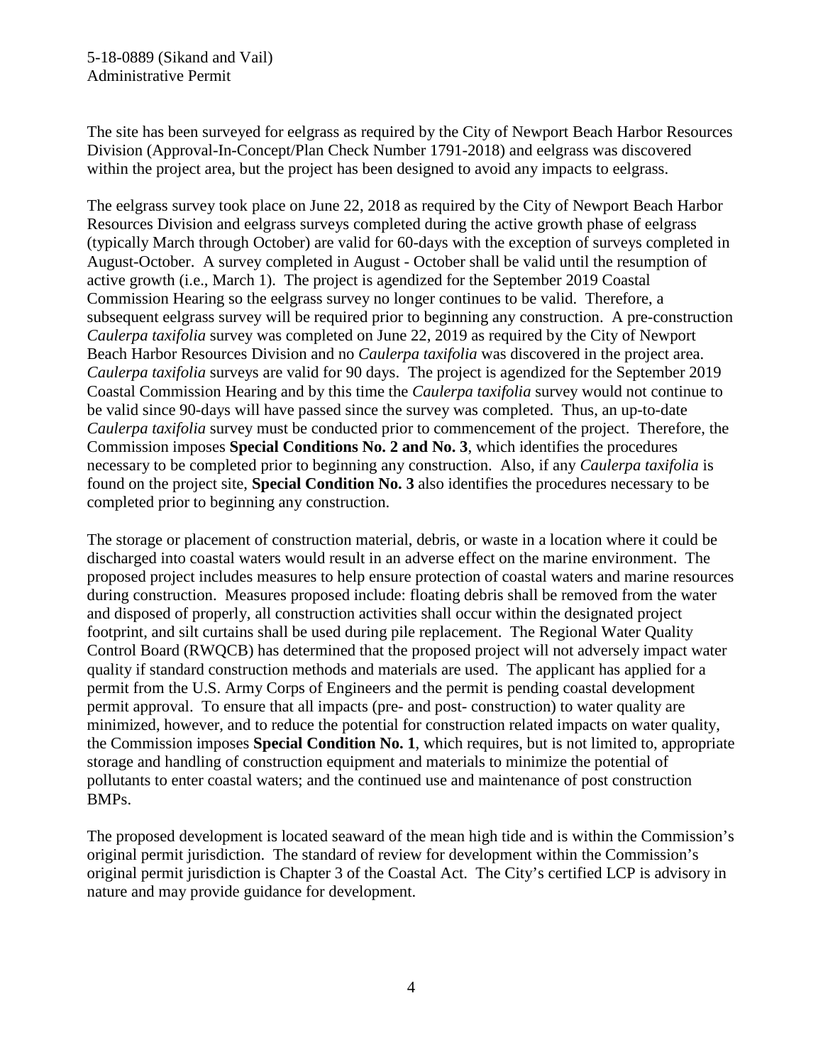The site has been surveyed for eelgrass as required by the City of Newport Beach Harbor Resources Division (Approval-In-Concept/Plan Check Number 1791-2018) and eelgrass was discovered within the project area, but the project has been designed to avoid any impacts to eelgrass.

The eelgrass survey took place on June 22, 2018 as required by the City of Newport Beach Harbor Resources Division and eelgrass surveys completed during the active growth phase of eelgrass (typically March through October) are valid for 60-days with the exception of surveys completed in August-October. A survey completed in August - October shall be valid until the resumption of active growth (i.e., March 1). The project is agendized for the September 2019 Coastal Commission Hearing so the eelgrass survey no longer continues to be valid. Therefore, a subsequent eelgrass survey will be required prior to beginning any construction. A pre-construction *Caulerpa taxifolia* survey was completed on June 22, 2019 as required by the City of Newport Beach Harbor Resources Division and no *Caulerpa taxifolia* was discovered in the project area. *Caulerpa taxifolia* surveys are valid for 90 days. The project is agendized for the September 2019 Coastal Commission Hearing and by this time the *Caulerpa taxifolia* survey would not continue to be valid since 90-days will have passed since the survey was completed. Thus, an up-to-date *Caulerpa taxifolia* survey must be conducted prior to commencement of the project. Therefore, the Commission imposes **Special Conditions No. 2 and No. 3**, which identifies the procedures necessary to be completed prior to beginning any construction. Also, if any *Caulerpa taxifolia* is found on the project site, **Special Condition No. 3** also identifies the procedures necessary to be completed prior to beginning any construction.

The storage or placement of construction material, debris, or waste in a location where it could be discharged into coastal waters would result in an adverse effect on the marine environment. The proposed project includes measures to help ensure protection of coastal waters and marine resources during construction. Measures proposed include: floating debris shall be removed from the water and disposed of properly, all construction activities shall occur within the designated project footprint, and silt curtains shall be used during pile replacement. The Regional Water Quality Control Board (RWQCB) has determined that the proposed project will not adversely impact water quality if standard construction methods and materials are used. The applicant has applied for a permit from the U.S. Army Corps of Engineers and the permit is pending coastal development permit approval. To ensure that all impacts (pre- and post- construction) to water quality are minimized, however, and to reduce the potential for construction related impacts on water quality, the Commission imposes **Special Condition No. 1**, which requires, but is not limited to, appropriate storage and handling of construction equipment and materials to minimize the potential of pollutants to enter coastal waters; and the continued use and maintenance of post construction BMPs.

The proposed development is located seaward of the mean high tide and is within the Commission's original permit jurisdiction. The standard of review for development within the Commission's original permit jurisdiction is Chapter 3 of the Coastal Act. The City's certified LCP is advisory in nature and may provide guidance for development.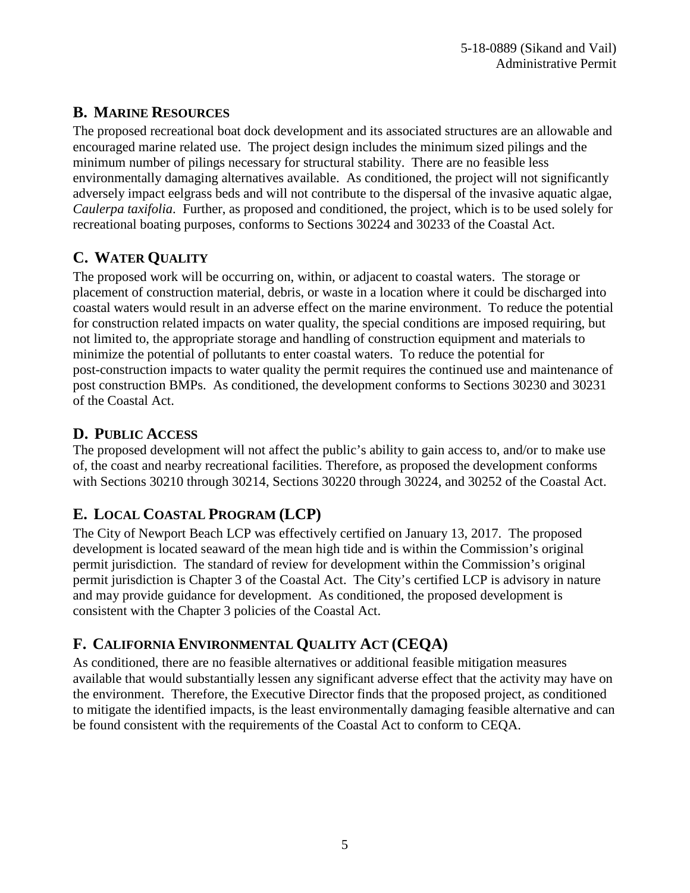## B. MARINE RESOURCES

The proposed recreational boat dock development and its associated structures are an allowable and encouraged marine related use. The project design includes the minimum sized pilings and the minimum number of pilings necessary for structural stability. There are no feasible less environmentally damaging alternatives available. As conditioned, the project will not significantly adversely impact eelgrass beds and will not contribute to the dispersal of the invasive aquatic algae, *Caulerpa taxifolia*. Further, as proposed and conditioned, the project, which is to be used solely for recreational boating purposes, conforms to Sections 30224 and 30233 of the Coastal Act.

## C. WATER QUALITY

The proposed work will be occurring on, within, or adjacent to coastal waters. The storage or placement of construction material, debris, or waste in a location where it could be discharged into coastal waters would result in an adverse effect on the marine environment. To reduce the potential for construction related impacts on water quality, the special conditions are imposed requiring, but not limited to, the appropriate storage and handling of construction equipment and materials to minimize the potential of pollutants to enter coastal waters. To reduce the potential for post-construction impacts to water quality the permit requires the continued use and maintenance of post construction BMPs. As conditioned, the development conforms to Sections 30230 and 30231 of the Coastal Act.

## D. PUBLIC ACCESS

The proposed development will not affect the public's ability to gain access to, and/or to make use of, the coast and nearby recreational facilities. Therefore, as proposed the development conforms with Sections 30210 through 30214, Sections 30220 through 30224, and 30252 of the Coastal Act.

## E. LOCAL COASTAL PROGRAM (LCP)

The City of Newport Beach LCP was effectively certified on January 13, 2017. The proposed development is located seaward of the mean high tide and is within the Commission's original permit jurisdiction. The standard of review for development within the Commission's original permit jurisdiction is Chapter 3 of the Coastal Act. The City's certified LCP is advisory in nature and may provide guidance for development. As conditioned, the proposed development is consistent with the Chapter 3 policies of the Coastal Act.

## F. CALIFORNIA ENVIRONMENTAL QUALITY ACT (CEQA)

As conditioned, there are no feasible alternatives or additional feasible mitigation measures available that would substantially lessen any significant adverse effect that the activity may have on the environment. Therefore, the Executive Director finds that the proposed project, as conditioned to mitigate the identified impacts, is the least environmentally damaging feasible alternative and can be found consistent with the requirements of the Coastal Act to conform to CEQA.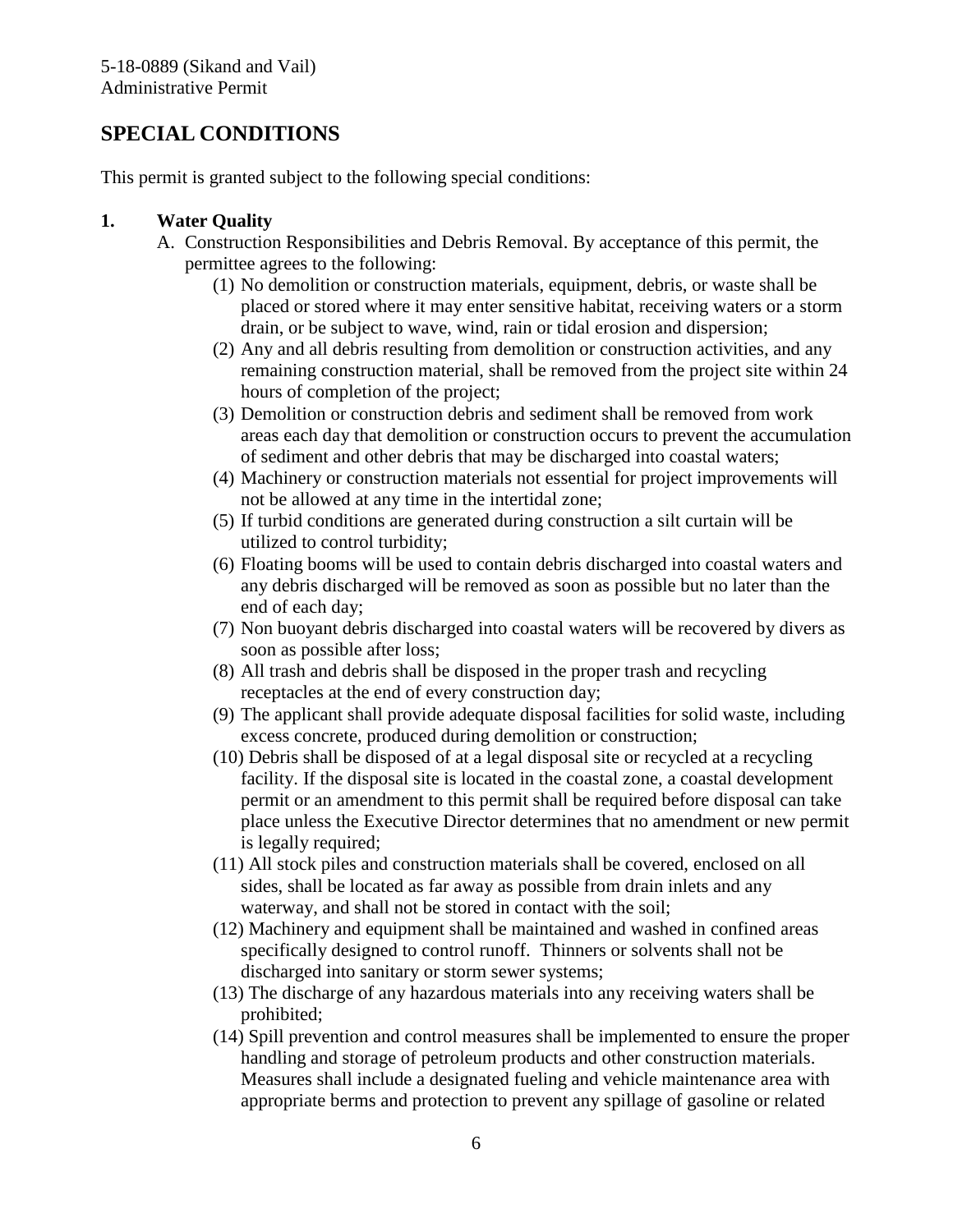## SPECIAL CONDITIONS

This permit is granted subject to the following special conditions:

**1. Water Quality**

A. Construction Responsibilities and Debris Removal. By acceptance of this permit, the permittee agrees to the following:

(1) No demolition or construction materials, equipment, debris, or waste shall be placed or stored where it may enter sensitive habitat, receiving waters or a storm drain, or be subject to wave, wind, rain or tidal erosion and dispersion;

(2) Any and all debris resulting from demolition or construction activities, and any remaining construction material, shall be removed from the project site within 24 hours of completion of the project;

(3) Demolition or construction debris and sediment shall be removed from work areas each day that demolition or construction occurs to prevent the accumulation of sediment and other debris that may be discharged into coastal waters;

(4) Machinery or construction materials not essential for project improvements will not be allowed at any time in the intertidal zone;

(5) If turbid conditions are generated during construction a silt curtain will be utilized to control turbidity;

(6) Floating booms will be used to contain debris discharged into coastal waters and any debris discharged will be removed as soon as possible but no later than the end of each day;

(7) Non buoyant debris discharged into coastal waters will be recovered by divers as soon as possible after loss;

(8) All trash and debris shall be disposed in the proper trash and recycling receptacles at the end of every construction day;

(9) The applicant shall provide adequate disposal facilities for solid waste, including excess concrete, produced during demolition or construction;

(10) Debris shall be disposed of at a legal disposal site or recycled at a recycling facility. If the disposal site is located in the coastal zone, a coastal development permit or an amendment to this permit shall be required before disposal can take place unless the Executive Director determines that no amendment or new permit is legally required;

(11) All stock piles and construction materials shall be covered, enclosed on all sides, shall be located as far away as possible from drain inlets and any waterway, and shall not be stored in contact with the soil;

(12) Machinery and equipment shall be maintained and washed in confined areas specifically designed to control runoff. Thinners or solvents shall not be discharged into sanitary or storm sewer systems;

(13) The discharge of any hazardous materials into any receiving waters shall be prohibited;

(14) Spill prevention and control measures shall be implemented to ensure the proper handling and storage of petroleum products and other construction materials. Measures shall include a designated fueling and vehicle maintenance area with appropriate berms and protection to prevent any spillage of gasoline or related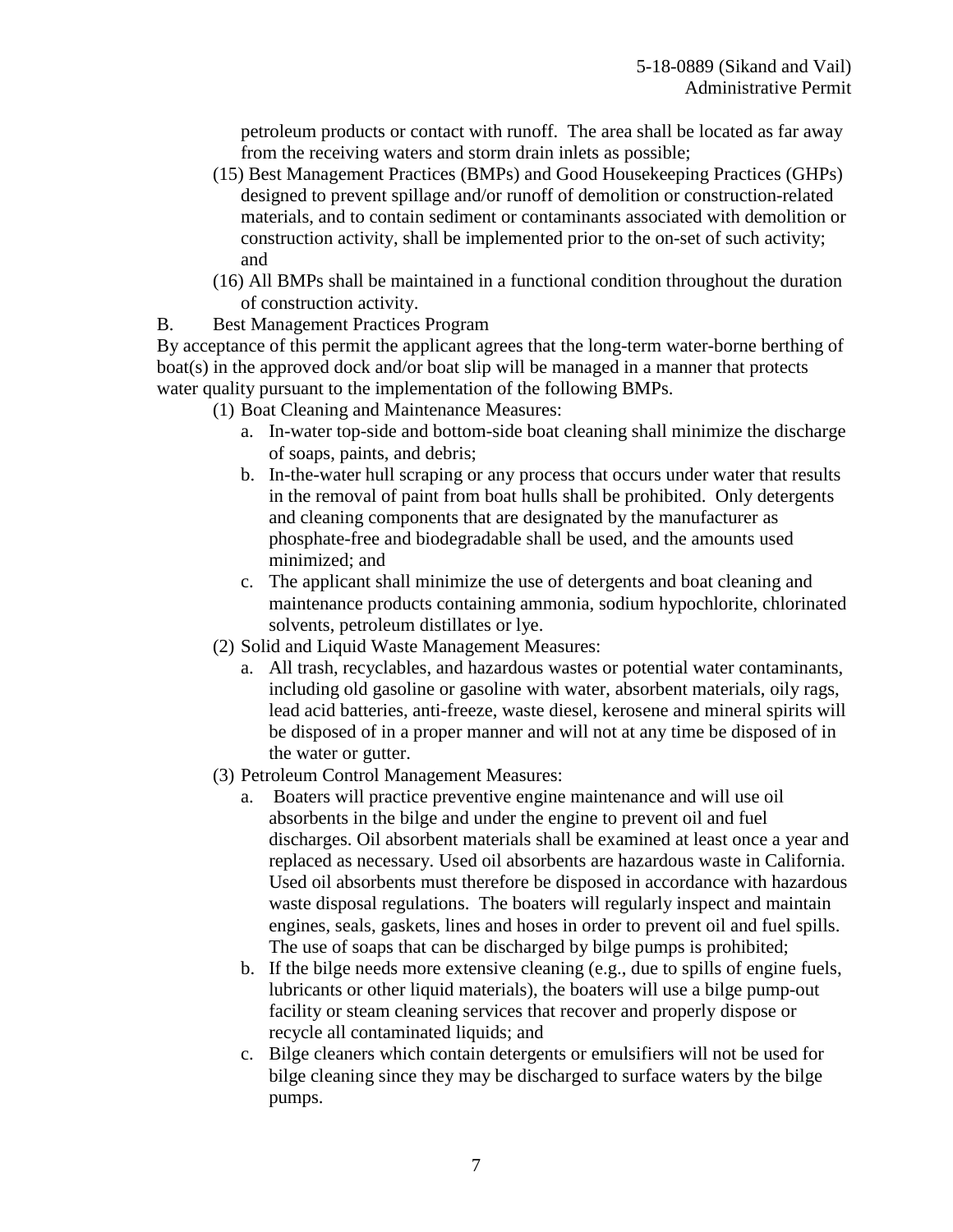petroleum products or contact with runoff. The area shall be located as far away from the receiving waters and storm drain inlets as possible;

(15) Best Management Practices (BMPs) and Good Housekeeping Practices (GHPs) designed to prevent spillage and/or runoff of demolition or construction-related materials, and to contain sediment or contaminants associated with demolition or construction activity, shall be implemented prior to the on-set of such activity; and

(16) All BMPs shall be maintained in a functional condition throughout the duration of construction activity.

B. Best Management Practices Program

By acceptance of this permit the applicant agrees that the long-term water-borne berthing of boat(s) in the approved dock and/or boat slip will be managed in a manner that protects water quality pursuant to the implementation of the following BMPs.

(1) Boat Cleaning and Maintenance Measures:

a. In-water top-side and bottom-side boat cleaning shall minimize the discharge of soaps, paints, and debris;

b. In-the-water hull scraping or any process that occurs under water that results in the removal of paint from boat hulls shall be prohibited. Only detergents and cleaning components that are designated by the manufacturer as phosphate-free and biodegradable shall be used, and the amounts used minimized; and

c. The applicant shall minimize the use of detergents and boat cleaning and maintenance products containing ammonia, sodium hypochlorite, chlorinated solvents, petroleum distillates or lye.

(2) Solid and Liquid Waste Management Measures:

a. All trash, recyclables, and hazardous wastes or potential water contaminants, including old gasoline or gasoline with water, absorbent materials, oily rags, lead acid batteries, anti-freeze, waste diesel, kerosene and mineral spirits will be disposed of in a proper manner and will not at any time be disposed of in the water or gutter.

(3) Petroleum Control Management Measures:

a. Boaters will practice preventive engine maintenance and will use oil absorbents in the bilge and under the engine to prevent oil and fuel discharges. Oil absorbent materials shall be examined at least once a year and replaced as necessary. Used oil absorbents are hazardous waste in California. Used oil absorbents must therefore be disposed in accordance with hazardous waste disposal regulations. The boaters will regularly inspect and maintain engines, seals, gaskets, lines and hoses in order to prevent oil and fuel spills. The use of soaps that can be discharged by bilge pumps is prohibited;

b. If the bilge needs more extensive cleaning (e.g., due to spills of engine fuels, lubricants or other liquid materials), the boaters will use a bilge pump-out facility or steam cleaning services that recover and properly dispose or recycle all contaminated liquids; and

c. Bilge cleaners which contain detergents or emulsifiers will not be used for bilge cleaning since they may be discharged to surface waters by the bilge pumps.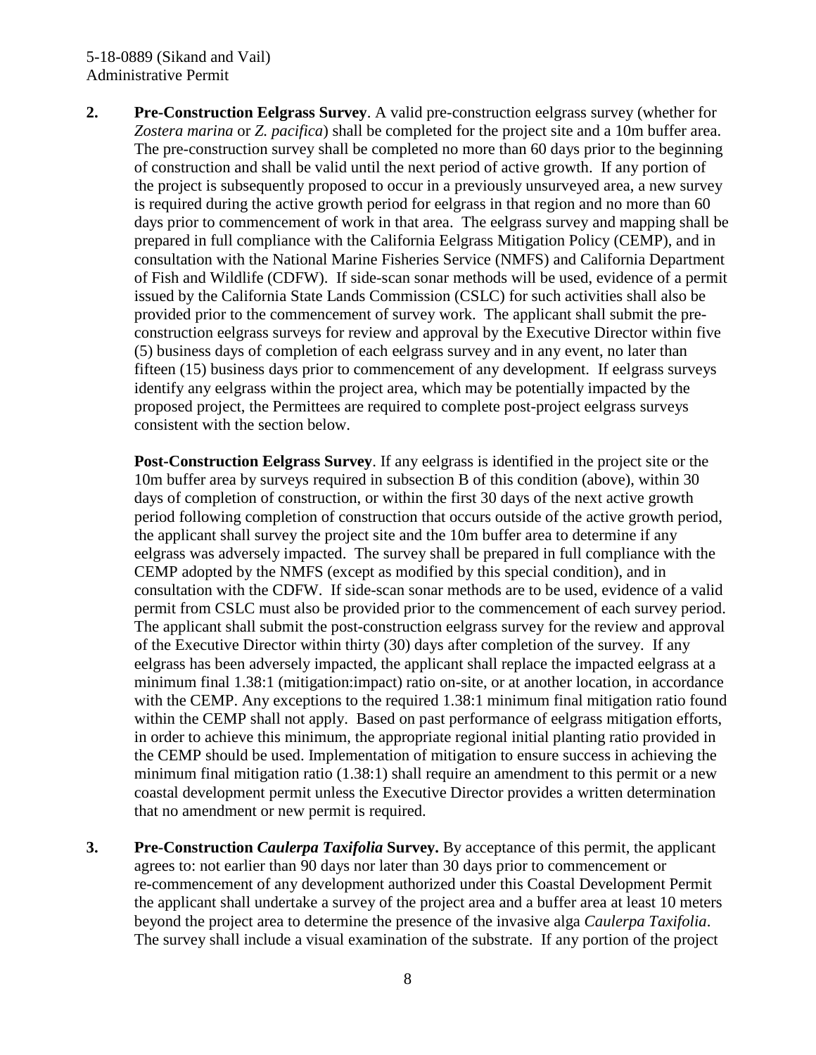2. **Pre-Construction Eelgrass Survey**. A valid pre-construction eelgrass survey (whether for *Zostera marina* or *Z. pacifica*) shall be completed for the project site and a 10m buffer area. The pre-construction survey shall be completed no more than 60 days prior to the beginning of construction and shall be valid until the next period of active growth. If any portion of the project is subsequently proposed to occur in a previously unsurveyed area, a new survey is required during the active growth period for eelgrass in that region and no more than 60 days prior to commencement of work in that area. The eelgrass survey and mapping shall be prepared in full compliance with the California Eelgrass Mitigation Policy (CEMP), and in consultation with the National Marine Fisheries Service (NMFS) and California Department of Fish and Wildlife (CDFW). If side-scan sonar methods will be used, evidence of a permit issued by the California State Lands Commission (CSLC) for such activities shall also be provided prior to the commencement of survey work. The applicant shall submit the pre-construction eelgrass surveys for review and approval by the Executive Director within five (5) business days of completion of each eelgrass survey and in any event, no later than fifteen (15) business days prior to commencement of any development. If eelgrass surveys identify any eelgrass within the project area, which may be potentially impacted by the proposed project, the Permittees are required to complete post-project eelgrass surveys consistent with the section below.

   **Post-Construction Eelgrass Survey**. If any eelgrass is identified in the project site or the 10m buffer area by surveys required in subsection B of this condition (above), within 30 days of completion of construction, or within the first 30 days of the next active growth period following completion of construction that occurs outside of the active growth period, the applicant shall survey the project site and the 10m buffer area to determine if any eelgrass was adversely impacted. The survey shall be prepared in full compliance with the CEMP adopted by the NMFS (except as modified by this special condition), and in consultation with the CDFW. If side-scan sonar methods are to be used, evidence of a valid permit from CSLC must also be provided prior to the commencement of each survey period. The applicant shall submit the post-construction eelgrass survey for the review and approval of the Executive Director within thirty (30) days after completion of the survey. If any eelgrass has been adversely impacted, the applicant shall replace the impacted eelgrass at a minimum final 1.38:1 (mitigation:impact) ratio on-site, or at another location, in accordance with the CEMP. Any exceptions to the required 1.38:1 minimum final mitigation ratio found within the CEMP shall not apply. Based on past performance of eelgrass mitigation efforts, in order to achieve this minimum, the appropriate regional initial planting ratio provided in the CEMP should be used. Implementation of mitigation to ensure success in achieving the minimum final mitigation ratio (1.38:1) shall require an amendment to this permit or a new coastal development permit unless the Executive Director provides a written determination that no amendment or new permit is required.

3. **Pre-Construction *Caulerpa Taxifolia* Survey.** By acceptance of this permit, the applicant agrees to: not earlier than 90 days nor later than 30 days prior to commencement or re-commencement of any development authorized under this Coastal Development Permit the applicant shall undertake a survey of the project area and a buffer area at least 10 meters beyond the project area to determine the presence of the invasive alga *Caulerpa Taxifolia*. The survey shall include a visual examination of the substrate. If any portion of the project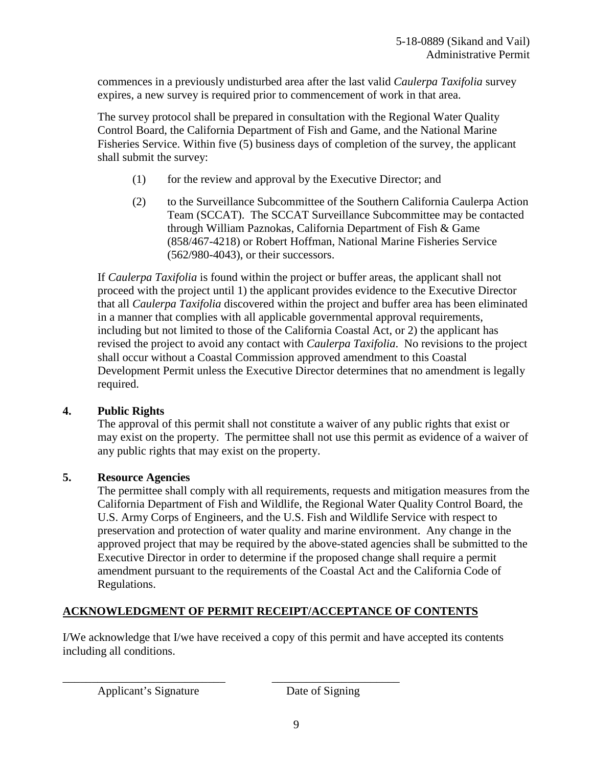commences in a previously undisturbed area after the last valid *Caulerpa Taxifolia* survey expires, a new survey is required prior to commencement of work in that area.

The survey protocol shall be prepared in consultation with the Regional Water Quality Control Board, the California Department of Fish and Game, and the National Marine Fisheries Service. Within five (5) business days of completion of the survey, the applicant shall submit the survey:

(1) for the review and approval by the Executive Director; and

(2) to the Surveillance Subcommittee of the Southern California Caulerpa Action Team (SCCAT). The SCCAT Surveillance Subcommittee may be contacted through William Paznokas, California Department of Fish & Game (858/467-4218) or Robert Hoffman, National Marine Fisheries Service (562/980-4043), or their successors.

If *Caulerpa Taxifolia* is found within the project or buffer areas, the applicant shall not proceed with the project until 1) the applicant provides evidence to the Executive Director that all *Caulerpa Taxifolia* discovered within the project and buffer area has been eliminated in a manner that complies with all applicable governmental approval requirements, including but not limited to those of the California Coastal Act, or 2) the applicant has revised the project to avoid any contact with *Caulerpa Taxifolia*. No revisions to the project shall occur without a Coastal Commission approved amendment to this Coastal Development Permit unless the Executive Director determines that no amendment is legally required.

**4. Public Rights**

The approval of this permit shall not constitute a waiver of any public rights that exist or may exist on the property. The permittee shall not use this permit as evidence of a waiver of any public rights that may exist on the property.

**5. Resource Agencies**

The permittee shall comply with all requirements, requests and mitigation measures from the California Department of Fish and Wildlife, the Regional Water Quality Control Board, the U.S. Army Corps of Engineers, and the U.S. Fish and Wildlife Service with respect to preservation and protection of water quality and marine environment. Any change in the approved project that may be required by the above-stated agencies shall be submitted to the Executive Director in order to determine if the proposed change shall require a permit amendment pursuant to the requirements of the Coastal Act and the California Code of Regulations.

**ACKNOWLEDGMENT OF PERMIT RECEIPT/ACCEPTANCE OF CONTENTS**

I/We acknowledge that I/we have received a copy of this permit and have accepted its contents including all conditions.

_____________________________ _____________________

Applicant's Signature Date of Signing